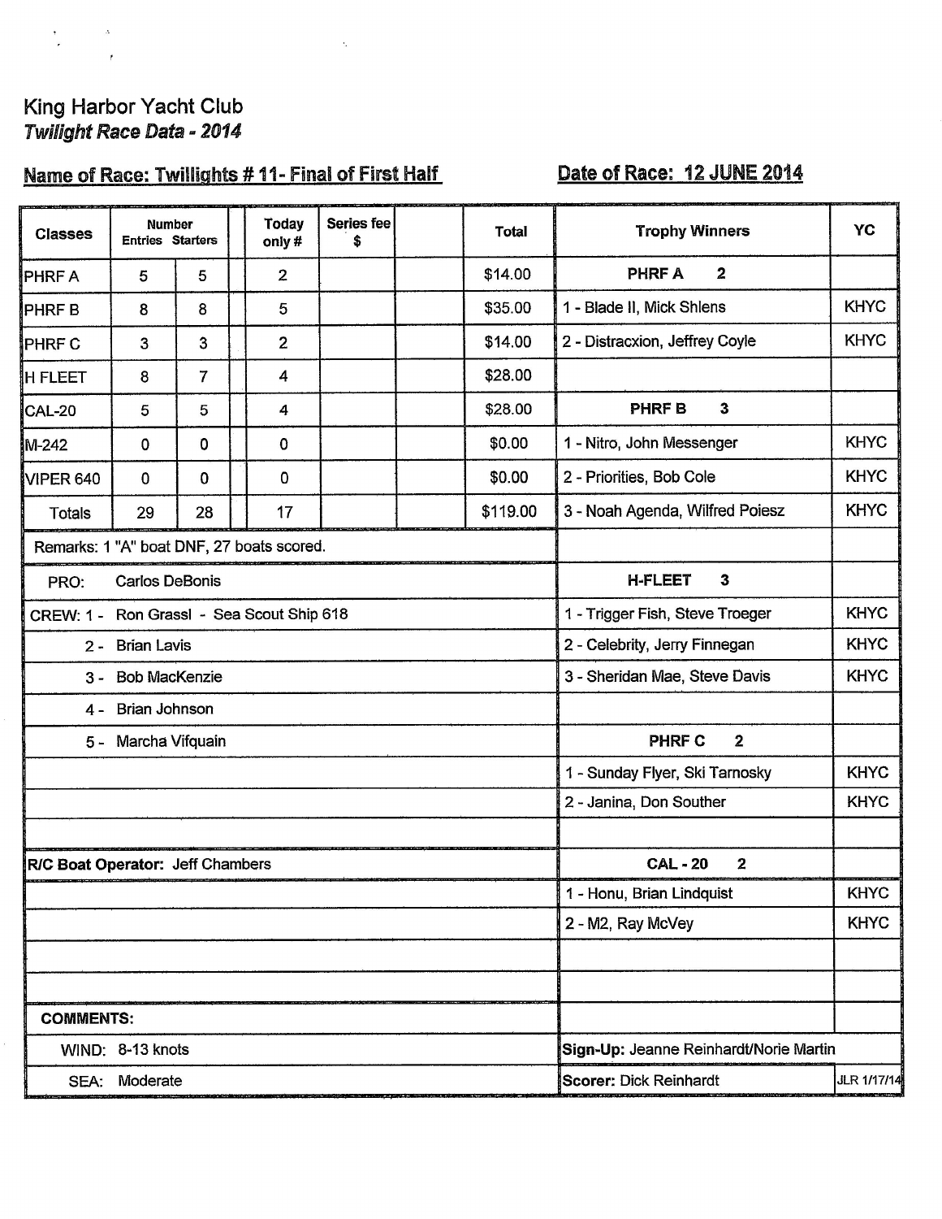# King Harbor Yacht Club

## *Twilight Race Data - 2014*

**Name of Race: Twillights # 11- Final of First Half** 　　 **Date of Race: 12 JUNE 2014**

| Classes | Number Entries | Starters | | Today only # | Series fee $ | | Total |
|---|---|---|---|---|---|---|---|
| PHRF A | 5 | 5 | | 2 | | | $14.00 |
| PHRF B | 8 | 8 | | 5 | | | $35.00 |
| PHRF C | 3 | 3 | | 2 | | | $14.00 |
| H FLEET | 8 | 7 | | 4 | | | $28.00 |
| CAL-20 | 5 | 5 | | 4 | | | $28.00 |
| M-242 | 0 | 0 | | 0 | | | $0.00 |
| VIPER 640 | 0 | 0 | | 0 | | | $0.00 |
| Totals | 29 | 28 | | 17 | | | $119.00 |

Remarks: 1 "A" boat DNF, 27 boats scored.

PRO: Carlos DeBonis

CREW:
1 - Ron Grassl - Sea Scout Ship 618
2 - Brian Lavis
3 - Bob MacKenzie
4 - Brian Johnson
5 - Marcha Vifquain

**R/C Boat Operator:** Jeff Chambers

**COMMENTS:**

WIND: 8-13 knots

SEA: Moderate

| Trophy Winners | YC |
|---|---|
| **PHRF A 2** | |
| 1 - Blade II, Mick Shlens | KHYC |
| 2 - Distracxion, Jeffrey Coyle | KHYC |
| | |
| **PHRF B 3** | |
| 1 - Nitro, John Messenger | KHYC |
| 2 - Priorities, Bob Cole | KHYC |
| 3 - Noah Agenda, Wilfred Poiesz | KHYC |
| | |
| **H-FLEET 3** | |
| 1 - Trigger Fish, Steve Troeger | KHYC |
| 2 - Celebrity, Jerry Finnegan | KHYC |
| 3 - Sheridan Mae, Steve Davis | KHYC |
| | |
| **PHRF C 2** | |
| 1 - Sunday Flyer, Ski Tarnosky | KHYC |
| 2 - Janina, Don Souther | KHYC |
| | |
| **CAL - 20 2** | |
| 1 - Honu, Brian Lindquist | KHYC |
| 2 - M2, Ray McVey | KHYC |

**Sign-Up:** Jeanne Reinhardt/Norie Martin

**Scorer:** Dick Reinhardt

JLR 1/17/14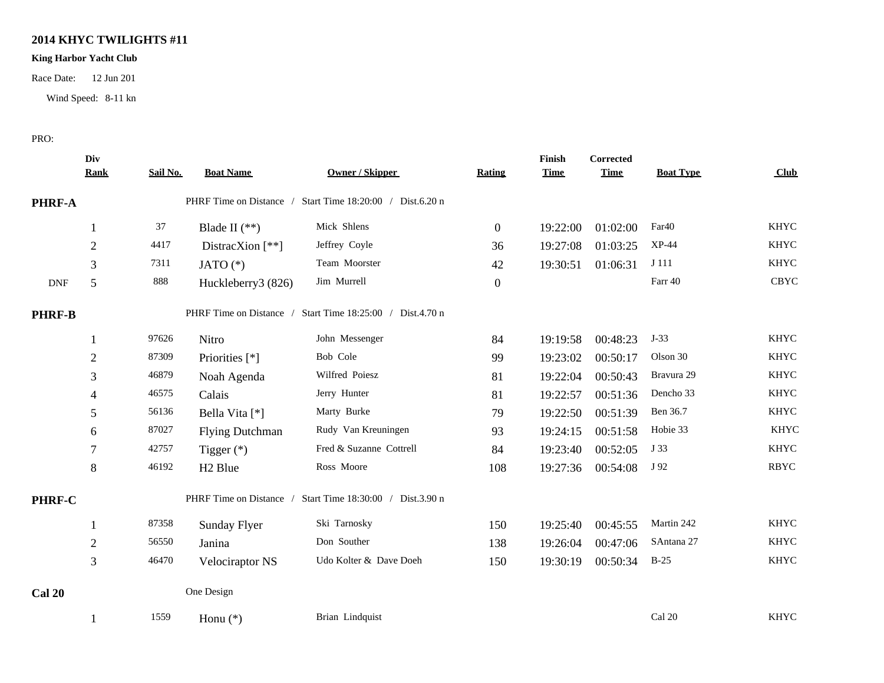**2014 KHYC TWILIGHTS #11**

**King Harbor Yacht Club**

Race Date: 12 Jun 201

Wind Speed: 8-11 kn

PRO:

| | Div Rank | Sail No. | Boat Name | Owner / Skipper | Rating | Finish Time | Corrected Time | Boat Type | Club |
|---|---|---|---|---|---|---|---|---|---|
| **PHRF-A** | | | PHRF Time on Distance / Start Time 18:20:00 / Dist.6.20 n | | | | | | |
| | 1 | 37 | Blade II (**) | Mick Shlens | 0 | 19:22:00 | 01:02:00 | Far40 | KHYC |
| | 2 | 4417 | DistracXion [**] | Jeffrey Coyle | 36 | 19:27:08 | 01:03:25 | XP-44 | KHYC |
| | 3 | 7311 | JATO (*) | Team Moorster | 42 | 19:30:51 | 01:06:31 | J 111 | KHYC |
| DNF | 5 | 888 | Huckleberry3 (826) | Jim Murrell | 0 | | | Farr 40 | CBYC |
| **PHRF-B** | | | PHRF Time on Distance / Start Time 18:25:00 / Dist.4.70 n | | | | | | |
| | 1 | 97626 | Nitro | John Messenger | 84 | 19:19:58 | 00:48:23 | J-33 | KHYC |
| | 2 | 87309 | Priorities [*] | Bob Cole | 99 | 19:23:02 | 00:50:17 | Olson 30 | KHYC |
| | 3 | 46879 | Noah Agenda | Wilfred Poiesz | 81 | 19:22:04 | 00:50:43 | Bravura 29 | KHYC |
| | 4 | 46575 | Calais | Jerry Hunter | 81 | 19:22:57 | 00:51:36 | Dencho 33 | KHYC |
| | 5 | 56136 | Bella Vita [*] | Marty Burke | 79 | 19:22:50 | 00:51:39 | Ben 36.7 | KHYC |
| | 6 | 87027 | Flying Dutchman | Rudy Van Kreuningen | 93 | 19:24:15 | 00:51:58 | Hobie 33 | KHYC |
| | 7 | 42757 | Tigger (*) | Fred & Suzanne Cottrell | 84 | 19:23:40 | 00:52:05 | J 33 | KHYC |
| | 8 | 46192 | H2 Blue | Ross Moore | 108 | 19:27:36 | 00:54:08 | J 92 | RBYC |
| **PHRF-C** | | | PHRF Time on Distance / Start Time 18:30:00 / Dist.3.90 n | | | | | | |
| | 1 | 87358 | Sunday Flyer | Ski Tarnosky | 150 | 19:25:40 | 00:45:55 | Martin 242 | KHYC |
| | 2 | 56550 | Janina | Don Souther | 138 | 19:26:04 | 00:47:06 | SAntana 27 | KHYC |
| | 3 | 46470 | Velociraptor NS | Udo Kolter & Dave Doeh | 150 | 19:30:19 | 00:50:34 | B-25 | KHYC |
| **Cal 20** | | | One Design | | | | | | |
| | 1 | 1559 | Honu (*) | Brian Lindquist | | | | Cal 20 | KHYC |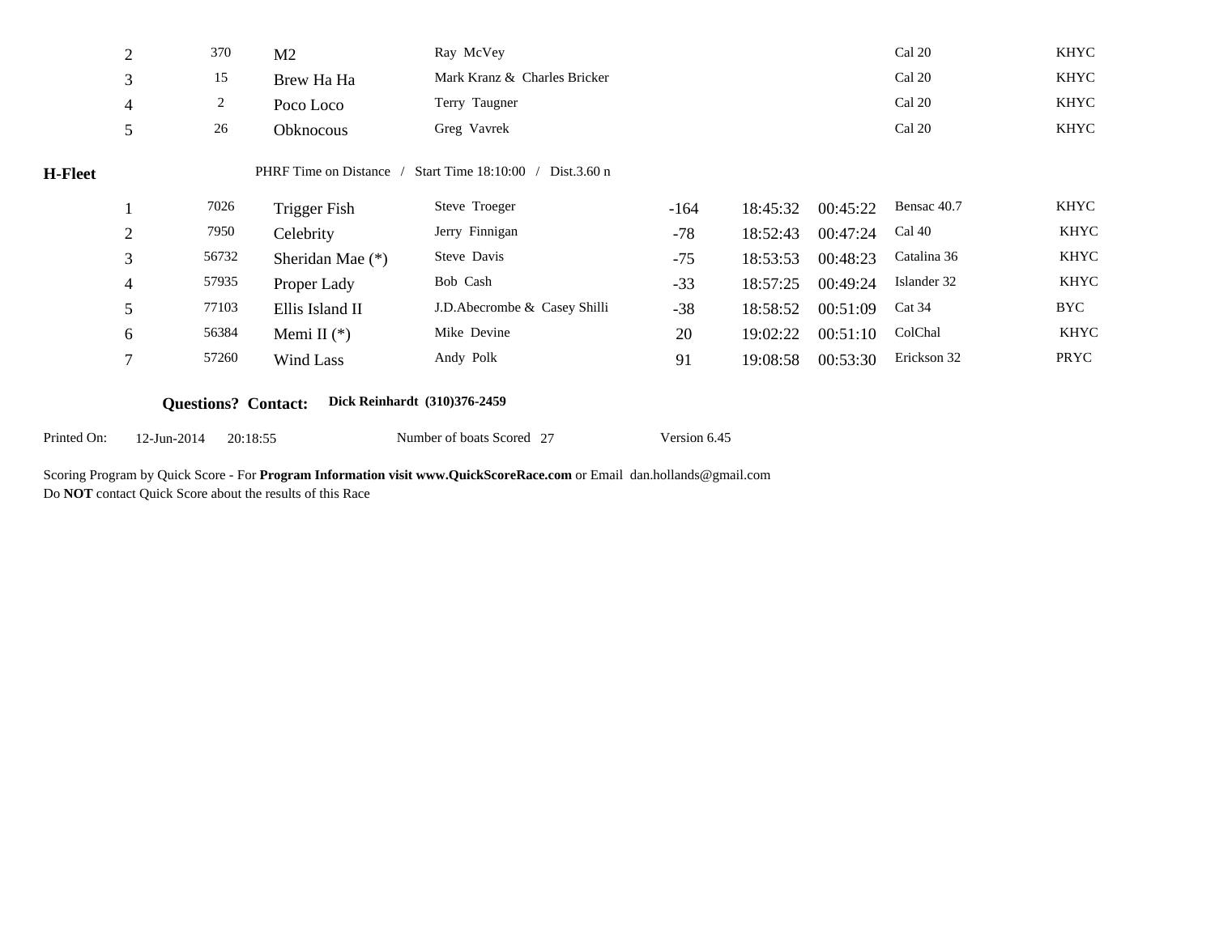| | | | | | | | | |
|---|---|---|---|---|---|---|---|---|
| 2 | 370 | M2 | Ray McVey | | | | Cal 20 | KHYC |
| 3 | 15 | Brew Ha Ha | Mark Kranz & Charles Bricker | | | | Cal 20 | KHYC |
| 4 | 2 | Poco Loco | Terry Taugner | | | | Cal 20 | KHYC |
| 5 | 26 | Obknocous | Greg Vavrek | | | | Cal 20 | KHYC |

**H-Fleet** PHRF Time on Distance / Start Time 18:10:00 / Dist.3.60 n

| | | | | | | | | |
|---|---|---|---|---|---|---|---|---|
| 1 | 7026 | Trigger Fish | Steve Troeger | -164 | 18:45:32 | 00:45:22 | Bensac 40.7 | KHYC |
| 2 | 7950 | Celebrity | Jerry Finnigan | -78 | 18:52:43 | 00:47:24 | Cal 40 | KHYC |
| 3 | 56732 | Sheridan Mae (*) | Steve Davis | -75 | 18:53:53 | 00:48:23 | Catalina 36 | KHYC |
| 4 | 57935 | Proper Lady | Bob Cash | -33 | 18:57:25 | 00:49:24 | Islander 32 | KHYC |
| 5 | 77103 | Ellis Island II | J.D.Abecrombe & Casey Shilli | -38 | 18:58:52 | 00:51:09 | Cat 34 | BYC |
| 6 | 56384 | Memi II (*) | Mike Devine | 20 | 19:02:22 | 00:51:10 | ColChal | KHYC |
| 7 | 57260 | Wind Lass | Andy Polk | 91 | 19:08:58 | 00:53:30 | Erickson 32 | PRYC |

**Questions? Contact:** **Dick Reinhardt (310)376-2459**

Printed On: 12-Jun-2014 20:18:55 Number of boats Scored 27 Version 6.45

Scoring Program by Quick Score - For **Program Information visit www.QuickScoreRace.com** or Email dan.hollands@gmail.com
Do **NOT** contact Quick Score about the results of this Race